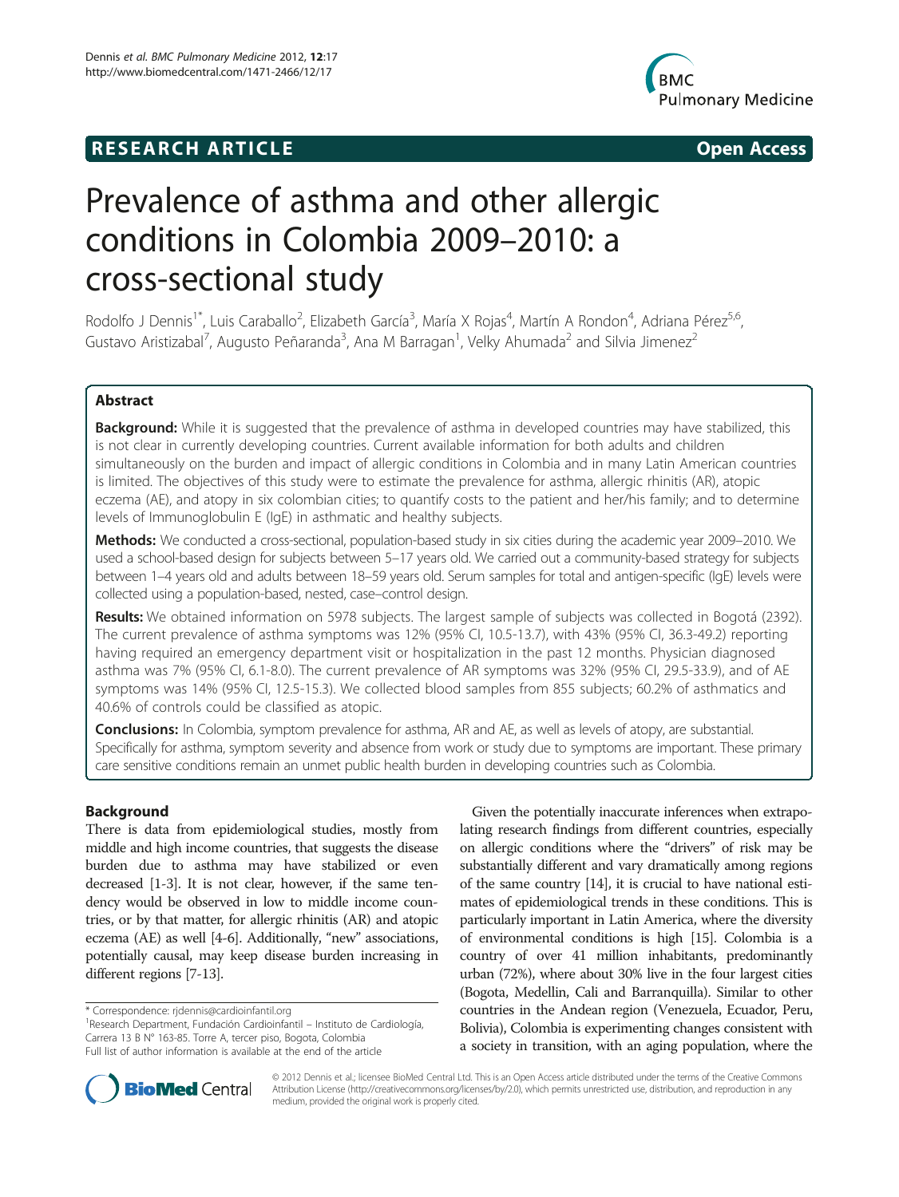**RESEARCH ARTICLE** **Open Access**

# Prevalence of asthma and other allergic conditions in Colombia 2009–2010: a cross-sectional study

Rodolfo J Dennis[1*], Luis Caraballo[2], Elizabeth García[3], María X Rojas[4], Martín A Rondon[4], Adriana Pérez[5,6], Gustavo Aristizabal[7], Augusto Peñaranda[3], Ana M Barragan[1], Velky Ahumada[2] and Silvia Jimenez[2]

## Abstract

**Background:** While it is suggested that the prevalence of asthma in developed countries may have stabilized, this is not clear in currently developing countries. Current available information for both adults and children simultaneously on the burden and impact of allergic conditions in Colombia and in many Latin American countries is limited. The objectives of this study were to estimate the prevalence for asthma, allergic rhinitis (AR), atopic eczema (AE), and atopy in six colombian cities; to quantify costs to the patient and her/his family; and to determine levels of Immunoglobulin E (IgE) in asthmatic and healthy subjects.

**Methods:** We conducted a cross-sectional, population-based study in six cities during the academic year 2009–2010. We used a school-based design for subjects between 5–17 years old. We carried out a community-based strategy for subjects between 1–4 years old and adults between 18–59 years old. Serum samples for total and antigen-specific (IgE) levels were collected using a population-based, nested, case–control design.

**Results:** We obtained information on 5978 subjects. The largest sample of subjects was collected in Bogotá (2392). The current prevalence of asthma symptoms was 12% (95% CI, 10.5-13.7), with 43% (95% CI, 36.3-49.2) reporting having required an emergency department visit or hospitalization in the past 12 months. Physician diagnosed asthma was 7% (95% CI, 6.1-8.0). The current prevalence of AR symptoms was 32% (95% CI, 29.5-33.9), and of AE symptoms was 14% (95% CI, 12.5-15.3). We collected blood samples from 855 subjects; 60.2% of asthmatics and 40.6% of controls could be classified as atopic.

**Conclusions:** In Colombia, symptom prevalence for asthma, AR and AE, as well as levels of atopy, are substantial. Specifically for asthma, symptom severity and absence from work or study due to symptoms are important. These primary care sensitive conditions remain an unmet public health burden in developing countries such as Colombia.

## Background

There is data from epidemiological studies, mostly from middle and high income countries, that suggests the disease burden due to asthma may have stabilized or even decreased [1-3]. It is not clear, however, if the same tendency would be observed in low to middle income countries, or by that matter, for allergic rhinitis (AR) and atopic eczema (AE) as well [4-6]. Additionally, "new" associations, potentially causal, may keep disease burden increasing in different regions [7-13].

Given the potentially inaccurate inferences when extrapolating research findings from different countries, especially on allergic conditions where the "drivers" of risk may be substantially different and vary dramatically among regions of the same country [14], it is crucial to have national estimates of epidemiological trends in these conditions. This is particularly important in Latin America, where the diversity of environmental conditions is high [15]. Colombia is a country of over 41 million inhabitants, predominantly urban (72%), where about 30% live in the four largest cities (Bogota, Medellin, Cali and Barranquilla). Similar to other countries in the Andean region (Venezuela, Ecuador, Peru, Bolivia), Colombia is experimenting changes consistent with a society in transition, with an aging population, where the

\* Correspondence: rjdennis@cardioinfantil.org
[1]Research Department, Fundación Cardioinfantil – Instituto de Cardiología, Carrera 13 B N° 163-85. Torre A, tercer piso, Bogota, Colombia
Full list of author information is available at the end of the article

© 2012 Dennis et al.; licensee BioMed Central Ltd. This is an Open Access article distributed under the terms of the Creative Commons Attribution License (http://creativecommons.org/licenses/by/2.0), which permits unrestricted use, distribution, and reproduction in any medium, provided the original work is properly cited.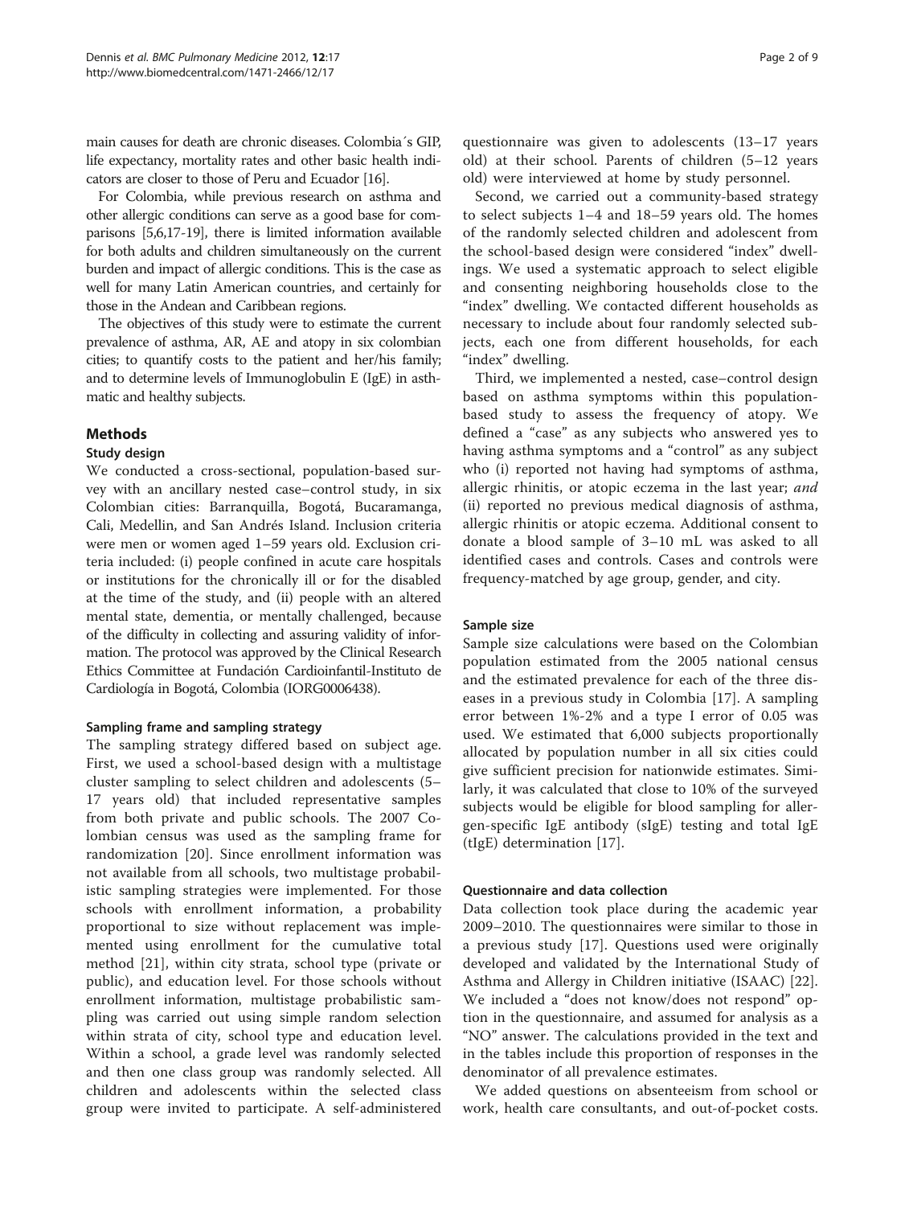main causes for death are chronic diseases. Colombia´s GIP, life expectancy, mortality rates and other basic health indicators are closer to those of Peru and Ecuador [16].

For Colombia, while previous research on asthma and other allergic conditions can serve as a good base for comparisons [5,6,17-19], there is limited information available for both adults and children simultaneously on the current burden and impact of allergic conditions. This is the case as well for many Latin American countries, and certainly for those in the Andean and Caribbean regions.

The objectives of this study were to estimate the current prevalence of asthma, AR, AE and atopy in six colombian cities; to quantify costs to the patient and her/his family; and to determine levels of Immunoglobulin E (IgE) in asthmatic and healthy subjects.

## Methods

### Study design

We conducted a cross-sectional, population-based survey with an ancillary nested case–control study, in six Colombian cities: Barranquilla, Bogotá, Bucaramanga, Cali, Medellin, and San Andrés Island. Inclusion criteria were men or women aged 1–59 years old. Exclusion criteria included: (i) people confined in acute care hospitals or institutions for the chronically ill or for the disabled at the time of the study, and (ii) people with an altered mental state, dementia, or mentally challenged, because of the difficulty in collecting and assuring validity of information. The protocol was approved by the Clinical Research Ethics Committee at Fundación Cardioinfantil-Instituto de Cardiología in Bogotá, Colombia (IORG0006438).

### Sampling frame and sampling strategy

The sampling strategy differed based on subject age. First, we used a school-based design with a multistage cluster sampling to select children and adolescents (5–17 years old) that included representative samples from both private and public schools. The 2007 Colombian census was used as the sampling frame for randomization [20]. Since enrollment information was not available from all schools, two multistage probabilistic sampling strategies were implemented. For those schools with enrollment information, a probability proportional to size without replacement was implemented using enrollment for the cumulative total method [21], within city strata, school type (private or public), and education level. For those schools without enrollment information, multistage probabilistic sampling was carried out using simple random selection within strata of city, school type and education level. Within a school, a grade level was randomly selected and then one class group was randomly selected. All children and adolescents within the selected class group were invited to participate. A self-administered questionnaire was given to adolescents (13–17 years old) at their school. Parents of children (5–12 years old) were interviewed at home by study personnel.

Second, we carried out a community-based strategy to select subjects 1–4 and 18–59 years old. The homes of the randomly selected children and adolescent from the school-based design were considered "index" dwellings. We used a systematic approach to select eligible and consenting neighboring households close to the "index" dwelling. We contacted different households as necessary to include about four randomly selected subjects, each one from different households, for each "index" dwelling.

Third, we implemented a nested, case–control design based on asthma symptoms within this population-based study to assess the frequency of atopy. We defined a "case" as any subjects who answered yes to having asthma symptoms and a "control" as any subject who (i) reported not having had symptoms of asthma, allergic rhinitis, or atopic eczema in the last year; *and* (ii) reported no previous medical diagnosis of asthma, allergic rhinitis or atopic eczema. Additional consent to donate a blood sample of 3–10 mL was asked to all identified cases and controls. Cases and controls were frequency-matched by age group, gender, and city.

### Sample size

Sample size calculations were based on the Colombian population estimated from the 2005 national census and the estimated prevalence for each of the three diseases in a previous study in Colombia [17]. A sampling error between 1%-2% and a type I error of 0.05 was used. We estimated that 6,000 subjects proportionally allocated by population number in all six cities could give sufficient precision for nationwide estimates. Similarly, it was calculated that close to 10% of the surveyed subjects would be eligible for blood sampling for allergen-specific IgE antibody (sIgE) testing and total IgE (tIgE) determination [17].

### Questionnaire and data collection

Data collection took place during the academic year 2009–2010. The questionnaires were similar to those in a previous study [17]. Questions used were originally developed and validated by the International Study of Asthma and Allergy in Children initiative (ISAAC) [22]. We included a "does not know/does not respond" option in the questionnaire, and assumed for analysis as a "NO" answer. The calculations provided in the text and in the tables include this proportion of responses in the denominator of all prevalence estimates.

We added questions on absenteeism from school or work, health care consultants, and out-of-pocket costs.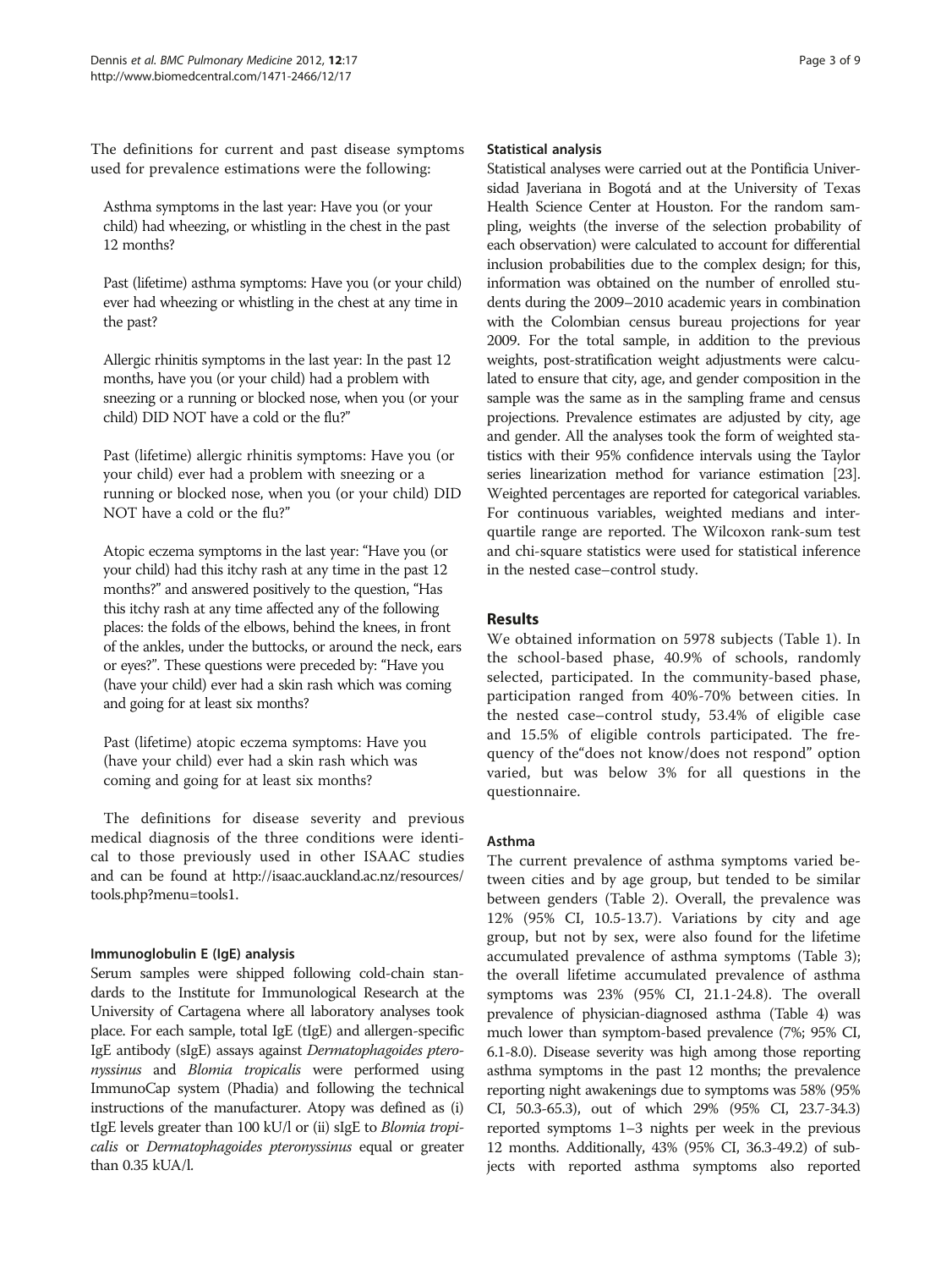The definitions for current and past disease symptoms used for prevalence estimations were the following:

Asthma symptoms in the last year: Have you (or your child) had wheezing, or whistling in the chest in the past 12 months?

Past (lifetime) asthma symptoms: Have you (or your child) ever had wheezing or whistling in the chest at any time in the past?

Allergic rhinitis symptoms in the last year: In the past 12 months, have you (or your child) had a problem with sneezing or a running or blocked nose, when you (or your child) DID NOT have a cold or the flu?"

Past (lifetime) allergic rhinitis symptoms: Have you (or your child) ever had a problem with sneezing or a running or blocked nose, when you (or your child) DID NOT have a cold or the flu?"

Atopic eczema symptoms in the last year: "Have you (or your child) had this itchy rash at any time in the past 12 months?" and answered positively to the question, "Has this itchy rash at any time affected any of the following places: the folds of the elbows, behind the knees, in front of the ankles, under the buttocks, or around the neck, ears or eyes?". These questions were preceded by: "Have you (have your child) ever had a skin rash which was coming and going for at least six months?

Past (lifetime) atopic eczema symptoms: Have you (have your child) ever had a skin rash which was coming and going for at least six months?

The definitions for disease severity and previous medical diagnosis of the three conditions were identical to those previously used in other ISAAC studies and can be found at http://isaac.auckland.ac.nz/resources/tools.php?menu=tools1.

#### Immunoglobulin E (IgE) analysis

Serum samples were shipped following cold-chain standards to the Institute for Immunological Research at the University of Cartagena where all laboratory analyses took place. For each sample, total IgE (tIgE) and allergen-specific IgE antibody (sIgE) assays against *Dermatophagoides pteronyssinus* and *Blomia tropicalis* were performed using ImmunoCap system (Phadia) and following the technical instructions of the manufacturer. Atopy was defined as (i) tIgE levels greater than 100 kU/l or (ii) sIgE to *Blomia tropicalis* or *Dermatophagoides pteronyssinus* equal or greater than 0.35 kUA/l.

#### Statistical analysis

Statistical analyses were carried out at the Pontificia Universidad Javeriana in Bogotá and at the University of Texas Health Science Center at Houston. For the random sampling, weights (the inverse of the selection probability of each observation) were calculated to account for differential inclusion probabilities due to the complex design; for this, information was obtained on the number of enrolled students during the 2009–2010 academic years in combination with the Colombian census bureau projections for year 2009. For the total sample, in addition to the previous weights, post-stratification weight adjustments were calculated to ensure that city, age, and gender composition in the sample was the same as in the sampling frame and census projections. Prevalence estimates are adjusted by city, age and gender. All the analyses took the form of weighted statistics with their 95% confidence intervals using the Taylor series linearization method for variance estimation [23]. Weighted percentages are reported for categorical variables. For continuous variables, weighted medians and interquartile range are reported. The Wilcoxon rank-sum test and chi-square statistics were used for statistical inference in the nested case–control study.

## Results

We obtained information on 5978 subjects (Table 1). In the school-based phase, 40.9% of schools, randomly selected, participated. In the community-based phase, participation ranged from 40%-70% between cities. In the nested case–control study, 53.4% of eligible case and 15.5% of eligible controls participated. The frequency of the"does not know/does not respond" option varied, but was below 3% for all questions in the questionnaire.

#### Asthma

The current prevalence of asthma symptoms varied between cities and by age group, but tended to be similar between genders (Table 2). Overall, the prevalence was 12% (95% CI, 10.5-13.7). Variations by city and age group, but not by sex, were also found for the lifetime accumulated prevalence of asthma symptoms (Table 3); the overall lifetime accumulated prevalence of asthma symptoms was 23% (95% CI, 21.1-24.8). The overall prevalence of physician-diagnosed asthma (Table 4) was much lower than symptom-based prevalence (7%; 95% CI, 6.1-8.0). Disease severity was high among those reporting asthma symptoms in the past 12 months; the prevalence reporting night awakenings due to symptoms was 58% (95% CI, 50.3-65.3), out of which 29% (95% CI, 23.7-34.3) reported symptoms 1–3 nights per week in the previous 12 months. Additionally, 43% (95% CI, 36.3-49.2) of subjects with reported asthma symptoms also reported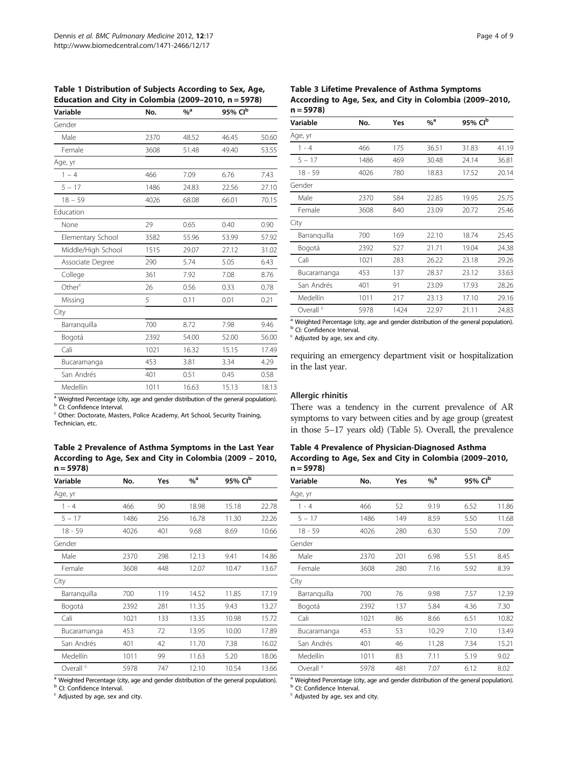**Table 1 Distribution of Subjects According to Sex, Age, Education and City in Colombia (2009–2010, n = 5978)**

| Variable | No. | %[a] | 95% CI[b] | |
|---|---|---|---|---|
| Gender | | | | |
| Male | 2370 | 48.52 | 46.45 | 50.60 |
| Female | 3608 | 51.48 | 49.40 | 53.55 |
| Age, yr | | | | |
| 1 – 4 | 466 | 7.09 | 6.76 | 7.43 |
| 5 – 17 | 1486 | 24.83 | 22.56 | 27.10 |
| 18 – 59 | 4026 | 68.08 | 66.01 | 70.15 |
| Education | | | | |
| None | 29 | 0.65 | 0.40 | 0.90 |
| Elementary School | 3582 | 55.96 | 53.99 | 57.92 |
| Middle/High School | 1515 | 29.07 | 27.12 | 31.02 |
| Associate Degree | 290 | 5.74 | 5.05 | 6.43 |
| College | 361 | 7.92 | 7.08 | 8.76 |
| Other[c] | 26 | 0.56 | 0.33 | 0.78 |
| Missing | 5 | 0.11 | 0.01 | 0.21 |
| City | | | | |
| Barranquilla | 700 | 8.72 | 7.98 | 9.46 |
| Bogotá | 2392 | 54.00 | 52.00 | 56.00 |
| Cali | 1021 | 16.32 | 15.15 | 17.49 |
| Bucaramanga | 453 | 3.81 | 3.34 | 4.29 |
| San Andrés | 401 | 0.51 | 0.45 | 0.58 |
| Medellín | 1011 | 16.63 | 15.13 | 18.13 |

[a] Weighted Percentage (city, age and gender distribution of the general population).
[b] CI: Confidence Interval.
[c] Other: Doctorate, Masters, Police Academy, Art School, Security Training, Technician, etc.

**Table 2 Prevalence of Asthma Symptoms in the Last Year According to Age, Sex and City in Colombia (2009 – 2010, n = 5978)**

| Variable | No. | Yes | %[a] | 95% CI[b] | |
|---|---|---|---|---|---|
| Age, yr | | | | | |
| 1 - 4 | 466 | 90 | 18.98 | 15.18 | 22.78 |
| 5 - 17 | 1486 | 256 | 16.78 | 11.30 | 22.26 |
| 18 - 59 | 4026 | 401 | 9.68 | 8.69 | 10.66 |
| Gender | | | | | |
| Male | 2370 | 298 | 12.13 | 9.41 | 14.86 |
| Female | 3608 | 448 | 12.07 | 10.47 | 13.67 |
| City | | | | | |
| Barranquilla | 700 | 119 | 14.52 | 11.85 | 17.19 |
| Bogotá | 2392 | 281 | 11.35 | 9.43 | 13.27 |
| Cali | 1021 | 133 | 13.35 | 10.98 | 15.72 |
| Bucaramanga | 453 | 72 | 13.95 | 10.00 | 17.89 |
| San Andrés | 401 | 42 | 11.70 | 7.38 | 16.02 |
| Medellín | 1011 | 99 | 11.63 | 5.20 | 18.06 |
| Overall [c] | 5978 | 747 | 12.10 | 10.54 | 13.66 |

[a] Weighted Percentage (city, age and gender distribution of the general population).
[b] CI: Confidence Interval.
[c] Adjusted by age, sex and city.

**Table 3 Lifetime Prevalence of Asthma Symptoms According to Age, Sex, and City in Colombia (2009–2010, n = 5978)**

| Variable | No. | Yes | %[a] | 95% CI[b] | |
|---|---|---|---|---|---|
| Age, yr | | | | | |
| 1 - 4 | 466 | 175 | 36.51 | 31.83 | 41.19 |
| 5 – 17 | 1486 | 469 | 30.48 | 24.14 | 36.81 |
| 18 - 59 | 4026 | 780 | 18.83 | 17.52 | 20.14 |
| Gender | | | | | |
| Male | 2370 | 584 | 22.85 | 19.95 | 25.75 |
| Female | 3608 | 840 | 23.09 | 20.72 | 25.46 |
| City | | | | | |
| Barranquilla | 700 | 169 | 22.10 | 18.74 | 25.45 |
| Bogotá | 2392 | 527 | 21.71 | 19.04 | 24.38 |
| Cali | 1021 | 283 | 26.22 | 23.18 | 29.26 |
| Bucaramanga | 453 | 137 | 28.37 | 23.12 | 33.63 |
| San Andrés | 401 | 91 | 23.09 | 17.93 | 28.26 |
| Medellín | 1011 | 217 | 23.13 | 17.10 | 29.16 |
| Overall [c] | 5978 | 1424 | 22.97 | 21.11 | 24.83 |

[a] Weighted Percentage (city, age and gender distribution of the general population).
[b] CI: Confidence Interval.
[c] Adjusted by age, sex and city.

requiring an emergency department visit or hospitalization in the last year.

### Allergic rhinitis

There was a tendency in the current prevalence of AR symptoms to vary between cities and by age group (greatest in those 5–17 years old) (Table 5). Overall, the prevalence

**Table 4 Prevalence of Physician-Diagnosed Asthma According to Age, Sex and City in Colombia (2009–2010, n = 5978)**

| Variable | No. | Yes | %[a] | 95% CI[b] | |
|---|---|---|---|---|---|
| Age, yr | | | | | |
| 1 - 4 | 466 | 52 | 9.19 | 6.52 | 11.86 |
| 5 – 17 | 1486 | 149 | 8.59 | 5.50 | 11.68 |
| 18 - 59 | 4026 | 280 | 6.30 | 5.50 | 7.09 |
| Gender | | | | | |
| Male | 2370 | 201 | 6.98 | 5.51 | 8.45 |
| Female | 3608 | 280 | 7.16 | 5.92 | 8.39 |
| City | | | | | |
| Barranquilla | 700 | 76 | 9.98 | 7.57 | 12.39 |
| Bogotá | 2392 | 137 | 5.84 | 4.36 | 7.30 |
| Cali | 1021 | 86 | 8.66 | 6.51 | 10.82 |
| Bucaramanga | 453 | 53 | 10.29 | 7.10 | 13.49 |
| San Andrés | 401 | 46 | 11.28 | 7.34 | 15.21 |
| Medellín | 1011 | 83 | 7.11 | 5.19 | 9.02 |
| Overall [c] | 5978 | 481 | 7.07 | 6.12 | 8.02 |

[a] Weighted Percentage (city, age and gender distribution of the general population).
[b] CI: Confidence Interval.
[c] Adjusted by age, sex and city.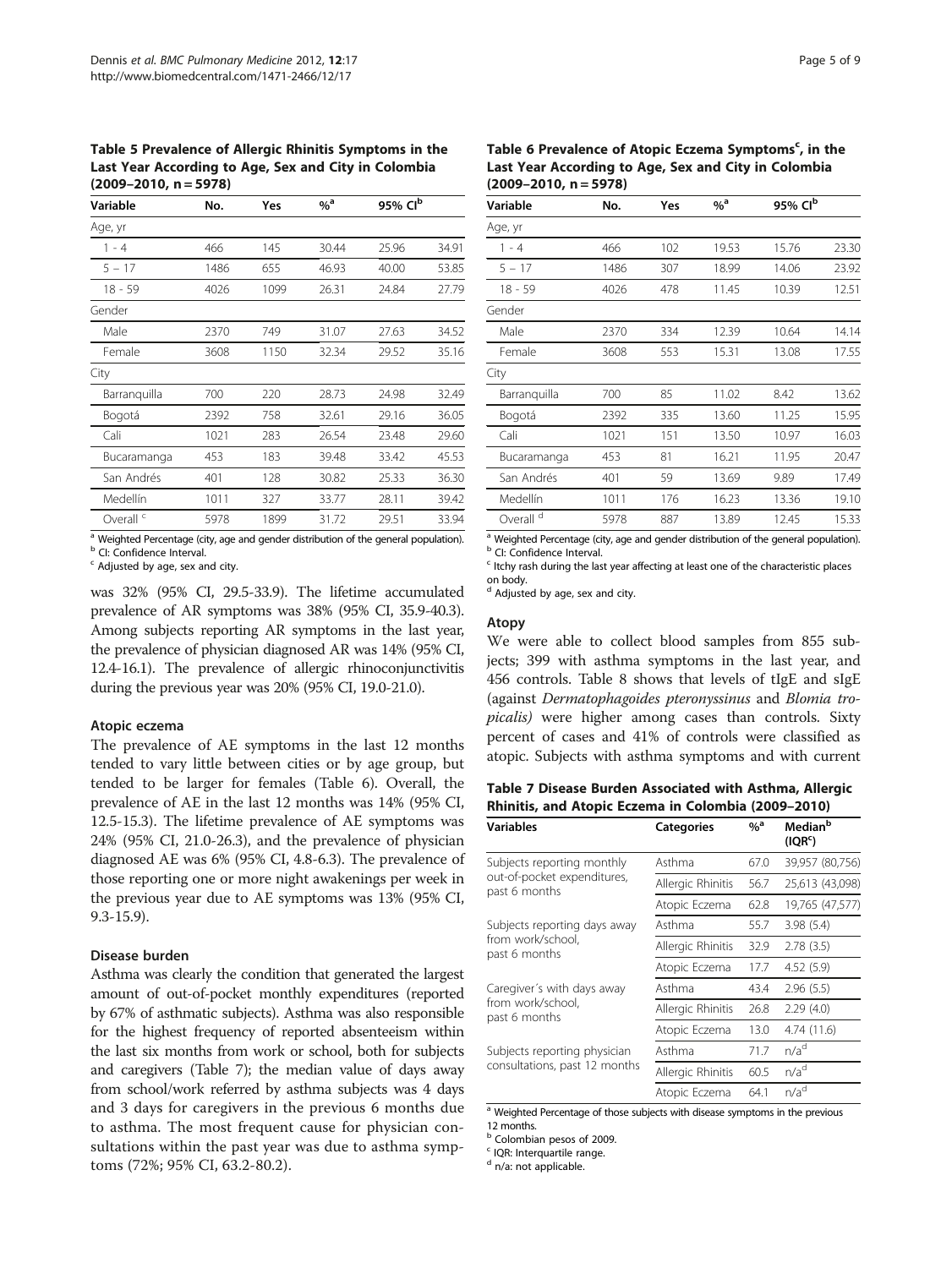**Table 5 Prevalence of Allergic Rhinitis Symptoms in the Last Year According to Age, Sex and City in Colombia (2009–2010, n = 5978)**

| Variable | No. | Yes | %[a] | 95% CI[b] | |
|---|---|---|---|---|---|
| Age, yr | | | | | |
| 1 - 4 | 466 | 145 | 30.44 | 25.96 | 34.91 |
| 5 – 17 | 1486 | 655 | 46.93 | 40.00 | 53.85 |
| 18 - 59 | 4026 | 1099 | 26.31 | 24.84 | 27.79 |
| Gender | | | | | |
| Male | 2370 | 749 | 31.07 | 27.63 | 34.52 |
| Female | 3608 | 1150 | 32.34 | 29.52 | 35.16 |
| City | | | | | |
| Barranquilla | 700 | 220 | 28.73 | 24.98 | 32.49 |
| Bogotá | 2392 | 758 | 32.61 | 29.16 | 36.05 |
| Cali | 1021 | 283 | 26.54 | 23.48 | 29.60 |
| Bucaramanga | 453 | 183 | 39.48 | 33.42 | 45.53 |
| San Andrés | 401 | 128 | 30.82 | 25.33 | 36.30 |
| Medellín | 1011 | 327 | 33.77 | 28.11 | 39.42 |
| Overall [c] | 5978 | 1899 | 31.72 | 29.51 | 33.94 |

[a] Weighted Percentage (city, age and gender distribution of the general population).
[b] CI: Confidence Interval.
[c] Adjusted by age, sex and city.

was 32% (95% CI, 29.5-33.9). The lifetime accumulated prevalence of AR symptoms was 38% (95% CI, 35.9-40.3). Among subjects reporting AR symptoms in the last year, the prevalence of physician diagnosed AR was 14% (95% CI, 12.4-16.1). The prevalence of allergic rhinoconjunctivitis during the previous year was 20% (95% CI, 19.0-21.0).

### Atopic eczema

The prevalence of AE symptoms in the last 12 months tended to vary little between cities or by age group, but tended to be larger for females (Table 6). Overall, the prevalence of AE in the last 12 months was 14% (95% CI, 12.5-15.3). The lifetime prevalence of AE symptoms was 24% (95% CI, 21.0-26.3), and the prevalence of physician diagnosed AE was 6% (95% CI, 4.8-6.3). The prevalence of those reporting one or more night awakenings per week in the previous year due to AE symptoms was 13% (95% CI, 9.3-15.9).

### Disease burden

Asthma was clearly the condition that generated the largest amount of out-of-pocket monthly expenditures (reported by 67% of asthmatic subjects). Asthma was also responsible for the highest frequency of reported absenteeism within the last six months from work or school, both for subjects and caregivers (Table 7); the median value of days away from school/work referred by asthma subjects was 4 days and 3 days for caregivers in the previous 6 months due to asthma. The most frequent cause for physician consultations within the past year was due to asthma symptoms (72%; 95% CI, 63.2-80.2).

**Table 6 Prevalence of Atopic Eczema Symptoms[c], in the Last Year According to Age, Sex and City in Colombia (2009–2010, n = 5978)**

| Variable | No. | Yes | %[a] | 95% CI[b] | |
|---|---|---|---|---|---|
| Age, yr | | | | | |
| 1 - 4 | 466 | 102 | 19.53 | 15.76 | 23.30 |
| 5 – 17 | 1486 | 307 | 18.99 | 14.06 | 23.92 |
| 18 - 59 | 4026 | 478 | 11.45 | 10.39 | 12.51 |
| Gender | | | | | |
| Male | 2370 | 334 | 12.39 | 10.64 | 14.14 |
| Female | 3608 | 553 | 15.31 | 13.08 | 17.55 |
| City | | | | | |
| Barranquilla | 700 | 85 | 11.02 | 8.42 | 13.62 |
| Bogotá | 2392 | 335 | 13.60 | 11.25 | 15.95 |
| Cali | 1021 | 151 | 13.50 | 10.97 | 16.03 |
| Bucaramanga | 453 | 81 | 16.21 | 11.95 | 20.47 |
| San Andrés | 401 | 59 | 13.69 | 9.89 | 17.49 |
| Medellín | 1011 | 176 | 16.23 | 13.36 | 19.10 |
| Overall [d] | 5978 | 887 | 13.89 | 12.45 | 15.33 |

[a] Weighted Percentage (city, age and gender distribution of the general population).
[b] CI: Confidence Interval.
[c] Itchy rash during the last year affecting at least one of the characteristic places on body.
[d] Adjusted by age, sex and city.

### Atopy

We were able to collect blood samples from 855 subjects; 399 with asthma symptoms in the last year, and 456 controls. Table 8 shows that levels of tIgE and sIgE (against *Dermatophagoides pteronyssinus* and *Blomia tropicalis)* were higher among cases than controls. Sixty percent of cases and 41% of controls were classified as atopic. Subjects with asthma symptoms and with current

**Table 7 Disease Burden Associated with Asthma, Allergic Rhinitis, and Atopic Eczema in Colombia (2009–2010)**

| Variables | Categories | %[a] | Median[b] (IQR[c]) |
|---|---|---|---|
| Subjects reporting monthly out-of-pocket expenditures, past 6 months | Asthma | 67.0 | 39,957 (80,756) |
| | Allergic Rhinitis | 56.7 | 25,613 (43,098) |
| | Atopic Eczema | 62.8 | 19,765 (47,577) |
| Subjects reporting days away from work/school, past 6 months | Asthma | 55.7 | 3.98 (5.4) |
| | Allergic Rhinitis | 32.9 | 2.78 (3.5) |
| | Atopic Eczema | 17.7 | 4.52 (5.9) |
| Caregiver´s with days away from work/school, past 6 months | Asthma | 43.4 | 2.96 (5.5) |
| | Allergic Rhinitis | 26.8 | 2.29 (4.0) |
| | Atopic Eczema | 13.0 | 4.74 (11.6) |
| Subjects reporting physician consultations, past 12 months | Asthma | 71.7 | n/a[d] |
| | Allergic Rhinitis | 60.5 | n/a[d] |
| | Atopic Eczema | 64.1 | n/a[d] |

[a] Weighted Percentage of those subjects with disease symptoms in the previous 12 months.
[b] Colombian pesos of 2009.
[c] IQR: Interquartile range.
[d] n/a: not applicable.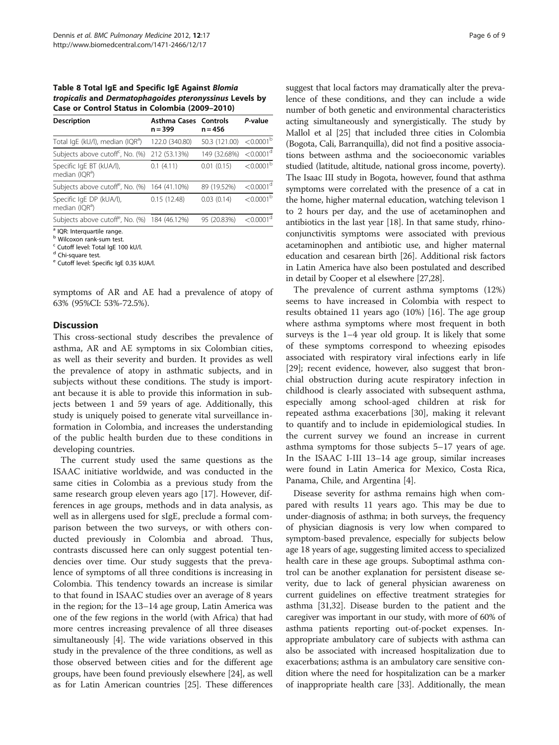**Table 8 Total IgE and Specific IgE Against *Blomia tropicalis* and *Dermatophagoides pteronyssinus* Levels by Case or Control Status in Colombia (2009–2010)**

| Description | Asthma Cases n = 399 | Controls n = 456 | *P*-value |
|---|---|---|---|
| Total IgE (kU/l), median (IQR[a]) | 122.0 (340.80) | 50.3 (121.00) | <0.0001[b] |
| Subjects above cutoff[c], No. (%) | 212 (53.13%) | 149 (32.68%) | <0.0001[d] |
| Specific IgE BT (kUA/l), median (IQR[a]) | 0.1 (4.11) | 0.01 (0.15) | <0.0001[b] |
| Subjects above cutoff[e], No. (%) | 164 (41.10%) | 89 (19.52%) | <0.0001[d] |
| Specific IgE DP (kUA/l), median (IQR[a]) | 0.15 (12.48) | 0.03 (0.14) | <0.0001[b] |
| Subjects above cutoff[e], No. (%) | 184 (46.12%) | 95 (20.83%) | <0.0001[d] |

[a] IQR: Interquartile range.
[b] Wilcoxon rank-sum test.
[c] Cutoff level: Total IgE 100 kU/l.
[d] Chi-square test.
[e] Cutoff level: Specific IgE 0.35 kUA/l.

symptoms of AR and AE had a prevalence of atopy of 63% (95%CI: 53%-72.5%).

## Discussion

This cross-sectional study describes the prevalence of asthma, AR and AE symptoms in six Colombian cities, as well as their severity and burden. It provides as well the prevalence of atopy in asthmatic subjects, and in subjects without these conditions. The study is important because it is able to provide this information in subjects between 1 and 59 years of age. Additionally, this study is uniquely poised to generate vital surveillance information in Colombia, and increases the understanding of the public health burden due to these conditions in developing countries.

The current study used the same questions as the ISAAC initiative worldwide, and was conducted in the same cities in Colombia as a previous study from the same research group eleven years ago [17]. However, differences in age groups, methods and in data analysis, as well as in allergens used for sIgE, preclude a formal comparison between the two surveys, or with others conducted previously in Colombia and abroad. Thus, contrasts discussed here can only suggest potential tendencies over time. Our study suggests that the prevalence of symptoms of all three conditions is increasing in Colombia. This tendency towards an increase is similar to that found in ISAAC studies over an average of 8 years in the region; for the 13–14 age group, Latin America was one of the few regions in the world (with Africa) that had more centres increasing prevalence of all three diseases simultaneously [4]. The wide variations observed in this study in the prevalence of the three conditions, as well as those observed between cities and for the different age groups, have been found previously elsewhere [24], as well as for Latin American countries [25]. These differences suggest that local factors may dramatically alter the prevalence of these conditions, and they can include a wide number of both genetic and environmental characteristics acting simultaneously and synergistically. The study by Mallol et al [25] that included three cities in Colombia (Bogota, Cali, Barranquilla), did not find a positive associations between asthma and the socioeconomic variables studied (latitude, altitude, national gross income, poverty). The Isaac III study in Bogota, however, found that asthma symptoms were correlated with the presence of a cat in the home, higher maternal education, watching televison 1 to 2 hours per day, and the use of acetaminophen and antibiotics in the last year [18]. In that same study, rhinoconjunctivitis symptoms were associated with previous acetaminophen and antibiotic use, and higher maternal education and cesarean birth [26]. Additional risk factors in Latin America have also been postulated and described in detail by Cooper et al elsewhere [27,28].

The prevalence of current asthma symptoms (12%) seems to have increased in Colombia with respect to results obtained 11 years ago (10%) [16]. The age group where asthma symptoms where most frequent in both surveys is the 1–4 year old group. It is likely that some of these symptoms correspond to wheezing episodes associated with respiratory viral infections early in life [29]; recent evidence, however, also suggest that bronchial obstruction during acute respiratory infection in childhood is clearly associated with subsequent asthma, especially among school-aged children at risk for repeated asthma exacerbations [30], making it relevant to quantify and to include in epidemiological studies. In the current survey we found an increase in current asthma symptoms for those subjects 5–17 years of age. In the ISAAC I-III 13–14 age group, similar increases were found in Latin America for Mexico, Costa Rica, Panama, Chile, and Argentina [4].

Disease severity for asthma remains high when compared with results 11 years ago. This may be due to under-diagnosis of asthma; in both surveys, the frequency of physician diagnosis is very low when compared to symptom-based prevalence, especially for subjects below age 18 years of age, suggesting limited access to specialized health care in these age groups. Suboptimal asthma control can be another explanation for persistent disease severity, due to lack of general physician awareness on current guidelines on effective treatment strategies for asthma [31,32]. Disease burden to the patient and the caregiver was important in our study, with more of 60% of asthma patients reporting out-of-pocket expenses. Inappropriate ambulatory care of subjects with asthma can also be associated with increased hospitalization due to exacerbations; asthma is an ambulatory care sensitive condition where the need for hospitalization can be a marker of inappropriate health care [33]. Additionally, the mean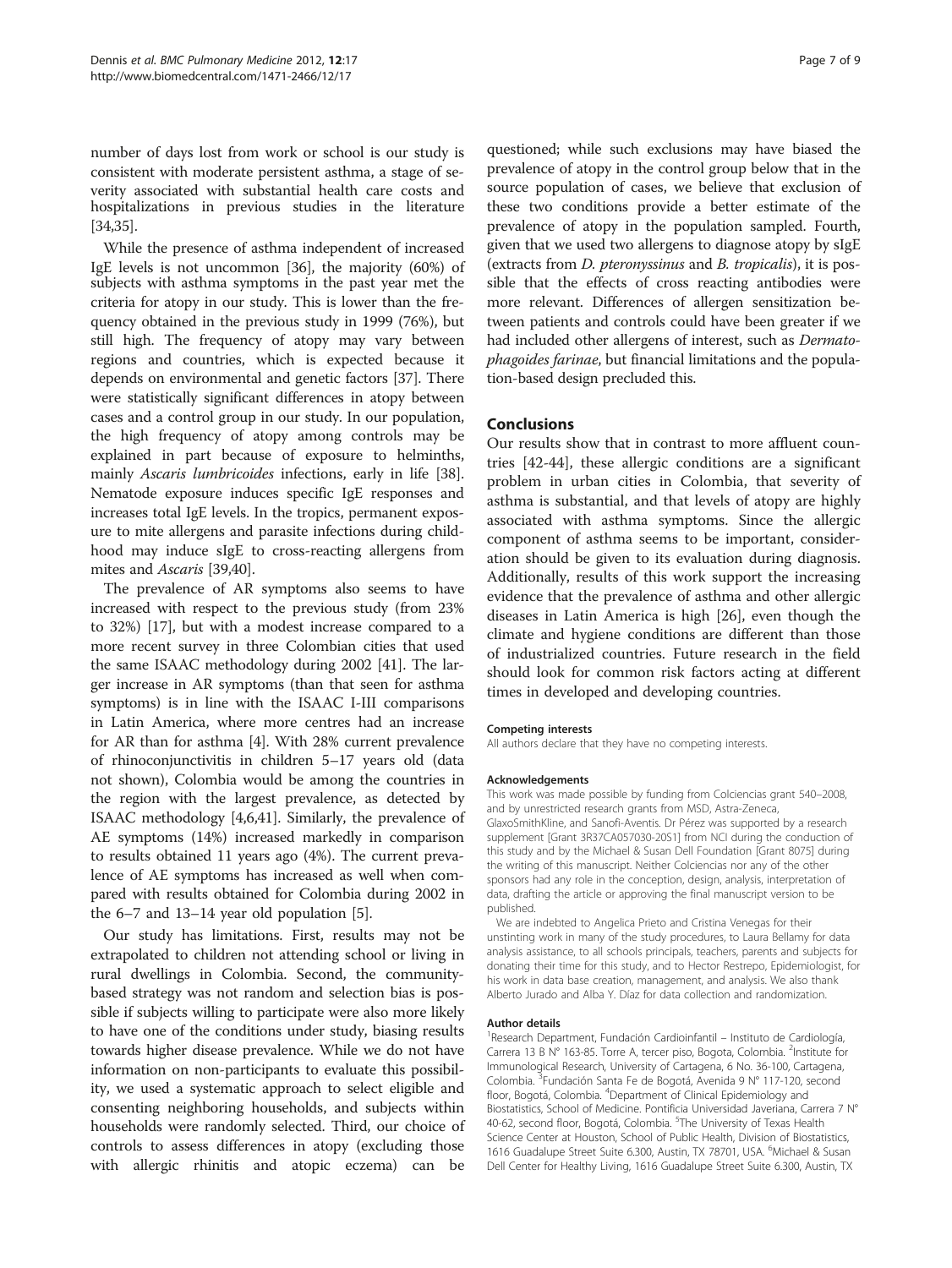number of days lost from work or school is our study is consistent with moderate persistent asthma, a stage of severity associated with substantial health care costs and hospitalizations in previous studies in the literature [34,35].

While the presence of asthma independent of increased IgE levels is not uncommon [36], the majority (60%) of subjects with asthma symptoms in the past year met the criteria for atopy in our study. This is lower than the frequency obtained in the previous study in 1999 (76%), but still high. The frequency of atopy may vary between regions and countries, which is expected because it depends on environmental and genetic factors [37]. There were statistically significant differences in atopy between cases and a control group in our study. In our population, the high frequency of atopy among controls may be explained in part because of exposure to helminths, mainly *Ascaris lumbricoides* infections, early in life [38]. Nematode exposure induces specific IgE responses and increases total IgE levels. In the tropics, permanent exposure to mite allergens and parasite infections during childhood may induce sIgE to cross-reacting allergens from mites and *Ascaris* [39,40].

The prevalence of AR symptoms also seems to have increased with respect to the previous study (from 23% to 32%) [17], but with a modest increase compared to a more recent survey in three Colombian cities that used the same ISAAC methodology during 2002 [41]. The larger increase in AR symptoms (than that seen for asthma symptoms) is in line with the ISAAC I-III comparisons in Latin America, where more centres had an increase for AR than for asthma [4]. With 28% current prevalence of rhinoconjunctivitis in children 5–17 years old (data not shown), Colombia would be among the countries in the region with the largest prevalence, as detected by ISAAC methodology [4,6,41]. Similarly, the prevalence of AE symptoms (14%) increased markedly in comparison to results obtained 11 years ago (4%). The current prevalence of AE symptoms has increased as well when compared with results obtained for Colombia during 2002 in the 6–7 and 13–14 year old population [5].

Our study has limitations. First, results may not be extrapolated to children not attending school or living in rural dwellings in Colombia. Second, the community-based strategy was not random and selection bias is possible if subjects willing to participate were also more likely to have one of the conditions under study, biasing results towards higher disease prevalence. While we do not have information on non-participants to evaluate this possibility, we used a systematic approach to select eligible and consenting neighboring households, and subjects within households were randomly selected. Third, our choice of controls to assess differences in atopy (excluding those with allergic rhinitis and atopic eczema) can be questioned; while such exclusions may have biased the prevalence of atopy in the control group below that in the source population of cases, we believe that exclusion of these two conditions provide a better estimate of the prevalence of atopy in the population sampled. Fourth, given that we used two allergens to diagnose atopy by sIgE (extracts from *D. pteronyssinus* and *B. tropicalis*), it is possible that the effects of cross reacting antibodies were more relevant. Differences of allergen sensitization between patients and controls could have been greater if we had included other allergens of interest, such as *Dermatophagoides farinae*, but financial limitations and the population-based design precluded this.

## Conclusions

Our results show that in contrast to more affluent countries [42-44], these allergic conditions are a significant problem in urban cities in Colombia, that severity of asthma is substantial, and that levels of atopy are highly associated with asthma symptoms. Since the allergic component of asthma seems to be important, consideration should be given to its evaluation during diagnosis. Additionally, results of this work support the increasing evidence that the prevalence of asthma and other allergic diseases in Latin America is high [26], even though the climate and hygiene conditions are different than those of industrialized countries. Future research in the field should look for common risk factors acting at different times in developed and developing countries.

#### Competing interests

All authors declare that they have no competing interests.

#### Acknowledgements

This work was made possible by funding from Colciencias grant 540–2008, and by unrestricted research grants from MSD, Astra-Zeneca, GlaxoSmithKline, and Sanofi-Aventis. Dr Pérez was supported by a research supplement [Grant 3R37CA057030-20S1] from NCI during the conduction of this study and by the Michael & Susan Dell Foundation [Grant 8075] during the writing of this manuscript. Neither Colciencias nor any of the other sponsors had any role in the conception, design, analysis, interpretation of data, drafting the article or approving the final manuscript version to be published.

We are indebted to Angelica Prieto and Cristina Venegas for their unstinting work in many of the study procedures, to Laura Bellamy for data analysis assistance, to all schools principals, teachers, parents and subjects for donating their time for this study, and to Hector Restrepo, Epidemiologist, for his work in data base creation, management, and analysis. We also thank Alberto Jurado and Alba Y. Díaz for data collection and randomization.

#### Author details

[1]Research Department, Fundación Cardioinfantil – Instituto de Cardiología, Carrera 13 B N° 163-85. Torre A, tercer piso, Bogota, Colombia. [2]Institute for Immunological Research, University of Cartagena, 6 No. 36-100, Cartagena, Colombia. [3]Fundación Santa Fe de Bogotá, Avenida 9 N° 117-120, second floor, Bogotá, Colombia. [4]Department of Clinical Epidemiology and Biostatistics, School of Medicine. Pontificia Universidad Javeriana, Carrera 7 N° 40-62, second floor, Bogotá, Colombia. [5]The University of Texas Health Science Center at Houston, School of Public Health, Division of Biostatistics, 1616 Guadalupe Street Suite 6.300, Austin, TX 78701, USA. [6]Michael & Susan Dell Center for Healthy Living, 1616 Guadalupe Street Suite 6.300, Austin, TX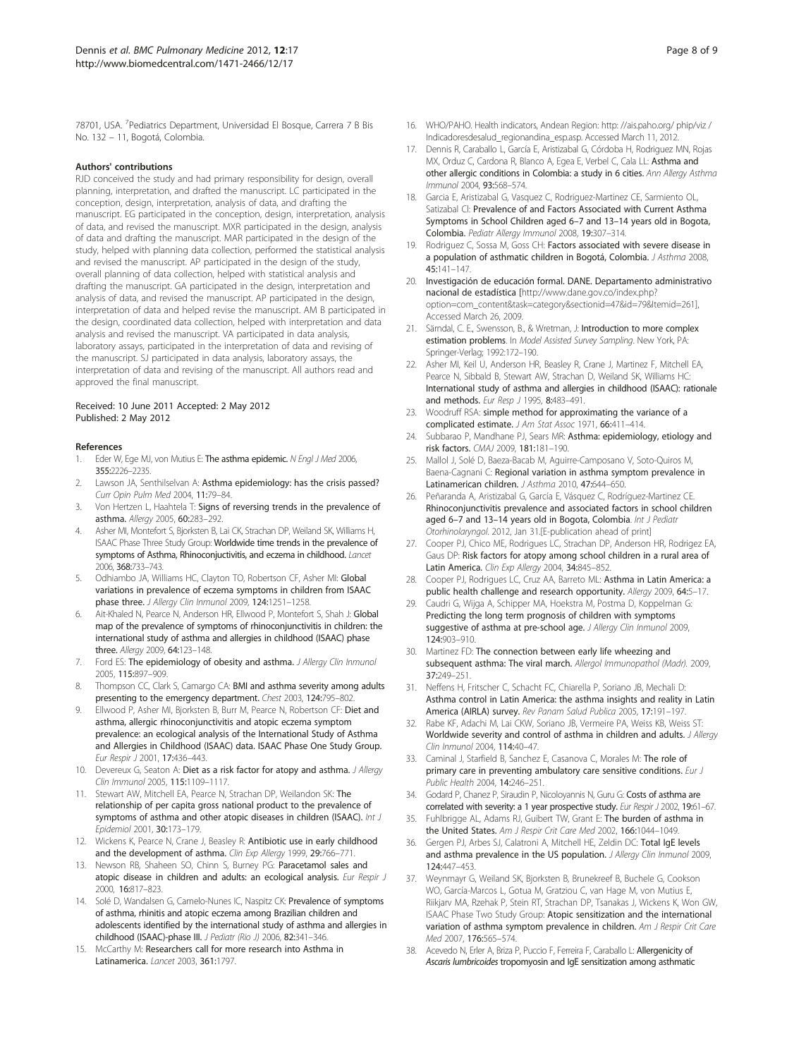78701, USA. [7]Pediatrics Department, Universidad El Bosque, Carrera 7 B Bis No. 132 – 11, Bogotá, Colombia.

### Authors' contributions

RJD conceived the study and had primary responsibility for design, overall planning, interpretation, and drafted the manuscript. LC participated in the conception, design, interpretation, analysis of data, and drafting the manuscript. EG participated in the conception, design, interpretation, analysis of data, and revised the manuscript. MXR participated in the design, analysis of data and drafting the manuscript. MAR participated in the design of the study, helped with planning data collection, performed the statistical analysis and revised the manuscript. AP participated in the design of the study, overall planning of data collection, helped with statistical analysis and drafting the manuscript. GA participated in the design, interpretation and analysis of data, and revised the manuscript. AP participated in the design, interpretation of data and helped revise the manuscript. AM B participated in the design, coordinated data collection, helped with interpretation and data analysis and revised the manuscript. VA participated in data analysis, laboratory assays, participated in the interpretation of data and revising of the manuscript. SJ participated in data analysis, laboratory assays, the interpretation of data and revising of the manuscript. All authors read and approved the final manuscript.

Received: 10 June 2011 Accepted: 2 May 2012
Published: 2 May 2012

### References

1. Eder W, Ege MJ, von Mutius E: **The asthma epidemic.** *N Engl J Med* 2006, **355:**2226–2235.
2. Lawson JA, Senthilselvan A: **Asthma epidemiology: has the crisis passed?** *Curr Opin Pulm Med* 2004, **11:**79–84.
3. Von Hertzen L, Haahtela T: **Signs of reversing trends in the prevalence of asthma.** *Allergy* 2005, **60:**283–292.
4. Asher MI, Montefort S, Bjorksten B, Lai CK, Strachan DP, Weiland SK, Williams H, ISAAC Phase Three Study Group: **Worldwide time trends in the prevalence of symptoms of Asthma, Rhinoconjuctivitis, and eczema in childhood.** *Lancet* 2006, **368:**733–743.
5. Odhiambo JA, Williams HC, Clayton TO, Robertson CF, Asher MI: **Global variations in prevalence of eczema symptoms in children from ISAAC phase three.** *J Allergy Clin Inmunol* 2009, **124:**1251–1258.
6. Ait-Khaled N, Pearce N, Anderson HR, Ellwood P, Montefort S, Shah J: **Global map of the prevalence of symptoms of rhinoconjunctivitis in children: the international study of asthma and allergies in childhood (ISAAC) phase three.** *Allergy* 2009, **64:**123–148.
7. Ford ES: **The epidemiology of obesity and asthma.** *J Allergy Clin Inmunol* 2005, **115:**897–909.
8. Thompson CC, Clark S, Camargo CA: **BMI and asthma severity among adults presenting to the emergency department.** *Chest* 2003, **124:**795–802.
9. Ellwood P, Asher MI, Bjorksten B, Burr M, Pearce N, Robertson CF: **Diet and asthma, allergic rhinoconjunctivitis and atopic eczema symptom prevalence: an ecological analysis of the International Study of Asthma and Allergies in Childhood (ISAAC) data. ISAAC Phase One Study Group.** *Eur Respir J* 2001, **17:**436–443.
10. Devereux G, Seaton A: **Diet as a risk factor for atopy and asthma.** *J Allergy Clin Immunol* 2005, **115:**1109–1117.
11. Stewart AW, Mitchell EA, Pearce N, Strachan DP, Weilandon SK: **The relationship of per capita gross national product to the prevalence of symptoms of asthma and other atopic diseases in children (ISAAC).** *Int J Epidemiol* 2001, **30:**173–179.
12. Wickens K, Pearce N, Crane J, Beasley R: **Antibiotic use in early childhood and the development of asthma.** *Clin Exp Allergy* 1999, **29:**766–771.
13. Newson RB, Shaheen SO, Chinn S, Burney PG: **Paracetamol sales and atopic disease in children and adults: an ecological analysis.** *Eur Respir J* 2000, **16:**817–823.
14. Solé D, Wandalsen G, Camelo-Nunes IC, Naspitz CK: **Prevalence of symptoms of asthma, rhinitis and atopic eczema among Brazilian children and adolescents identified by the international study of asthma and allergies in childhood (ISAAC)-phase III.** *J Pediatr (Rio J)* 2006, **82:**341–346.
15. McCarthy M: **Researchers call for more research into Asthma in Latinamerica.** *Lancet* 2003, **361:**1797.
16. WHO/PAHO. Health indicators, Andean Region: http: //ais.paho.org/ phip/viz / Indicadoresdesalud_regionandina_esp.asp. Accessed March 11, 2012.
17. Dennis R, Caraballo L, García E, Aristizabal G, Córdoba H, Rodriguez MN, Rojas MX, Orduz C, Cardona R, Blanco A, Egea E, Verbel C, Cala LL: **Asthma and other allergic conditions in Colombia: a study in 6 cities.** *Ann Allergy Asthma Immunol* 2004, **93:**568–574.
18. Garcia E, Aristizabal G, Vasquez C, Rodriguez-Martinez CE, Sarmiento OL, Satizabal CI: **Prevalence of and Factors Associated with Current Asthma Symptoms in School Children aged 6–7 and 13–14 years old in Bogota, Colombia.** *Pediatr Allergy Immunol* 2008, **19:**307–314.
19. Rodriguez C, Sossa M, Goss CH: **Factors associated with severe disease in a population of asthmatic children in Bogotá, Colombia.** *J Asthma* 2008, **45:**141–147.
20. **Investigación de educación formal. DANE. Departamento administrativo nacional de estadística** [http://www.dane.gov.co/index.php?option=com_content&task=category&sectionid=47&id=79&Itemid=261], Accessed March 26, 2009.
21. Sämdal, C. E., Swensson, B., & Wretman, J: **Introduction to more complex estimation problems**. In *Model Assisted Survey Sampling*. New York, PA: Springer-Verlag; 1992:172–190.
22. Asher MI, Keil U, Anderson HR, Beasley R, Crane J, Martinez F, Mitchell EA, Pearce N, Sibbald B, Stewart AW, Strachan D, Weiland SK, Williams HC: **International study of asthma and allergies in childhood (ISAAC): rationale and methods.** *Eur Resp J* 1995, **8:**483–491.
23. Woodruff RSA: **simple method for approximating the variance of a complicated estimate.** *J Am Stat Assoc* 1971, **66:**411–414.
24. Subbarao P, Mandhane PJ, Sears MR: **Asthma: epidemiology, etiology and risk factors.** *CMAJ* 2009, **181:**181–190.
25. Mallol J, Solé D, Baeza-Bacab M, Aguirre-Camposano V, Soto-Quiros M, Baena-Cagnani C: **Regional variation in asthma symptom prevalence in Latinamerican children.** *J Asthma* 2010, **47:**644–650.
26. Peñaranda A, Aristizabal G, García E, Vásquez C, Rodríguez-Martinez CE. **Rhinoconjunctivitis prevalence and associated factors in school children aged 6–7 and 13–14 years old in Bogota, Colombia.** *Int J Pediatr Otorhinolaryngol*. 2012, Jan 31.[E-publication ahead of print]
27. Cooper PJ, Chico ME, Rodrigues LC, Strachan DP, Anderson HR, Rodrigez EA, Gaus DP: **Risk factors for atopy among school children in a rural area of Latin America.** *Clin Exp Allergy* 2004, **34:**845–852.
28. Cooper PJ, Rodrigues LC, Cruz AA, Barreto ML: **Asthma in Latin America: a public health challenge and research opportunity.** *Allergy* 2009, **64:**5–17.
29. Caudri G, Wijga A, Schipper MA, Hoekstra M, Postma D, Koppelman G: **Predicting the long term prognosis of children with symptoms suggestive of asthma at pre-school age.** *J Allergy Clin Inmunol* 2009, **124:**903–910.
30. Martinez FD: **The connection between early life wheezing and subsequent asthma: The viral march.** *Allergol Immunopathol (Madr).* 2009, **37:**249–251.
31. Neffens H, Fritscher C, Schacht FC, Chiarella P, Soriano JB, Mechali D: **Asthma control in Latin America: the asthma insights and reality in Latin America (AIRLA) survey.** *Rev Panam Salud Publica* 2005, **17:**191–197.
32. Rabe KF, Adachi M, Lai CKW, Soriano JB, Vermeire PA, Weiss KB, Weiss ST: **Worldwide severity and control of asthma in children and adults.** *J Allergy Clin Inmunol* 2004, **114:**40–47.
33. Caminal J, Starfield B, Sanchez E, Casanova C, Morales M: **The role of primary care in preventing ambulatory care sensitive conditions.** *Eur J Public Health* 2004, **14:**246–251.
34. Godard P, Chanez P, Siraudin P, Nicoloyannis N, Guru G: **Costs of asthma are correlated with severity: a 1 year prospective study.** *Eur Respir J* 2002, **19:**61–67.
35. Fuhlbrigge AL, Adams RJ, Guibert TW, Grant E: **The burden of asthma in the United States.** *Am J Respir Crit Care Med* 2002, **166:**1044–1049.
36. Gergen PJ, Arbes SJ, Calatroni A, Mitchell HE, Zeldin DC: **Total IgE levels and asthma prevalence in the US population.** *J Allergy Clin Inmunol* 2009, **124:**447–453.
37. Weynmayr G, Weiland SK, Bjorksten B, Brunekreef B, Buchele G, Cookson WO, García-Marcos L, Gotua M, Gratziou C, van Hage M, von Mutius E, Riikjarv MA, Rzehak P, Stein RT, Strachan DP, Tsanakas J, Wickens K, Won GW, ISAAC Phase Two Study Group: **Atopic sensitization and the international variation of asthma symptom prevalence in children.** *Am J Respir Crit Care Med* 2007, **176:**565–574.
38. Acevedo N, Erler A, Briza P, Puccio F, Ferreira F, Caraballo L: **Allergenicity of *Ascaris lumbricoides* tropomyosin and IgE sensitization among asthmatic**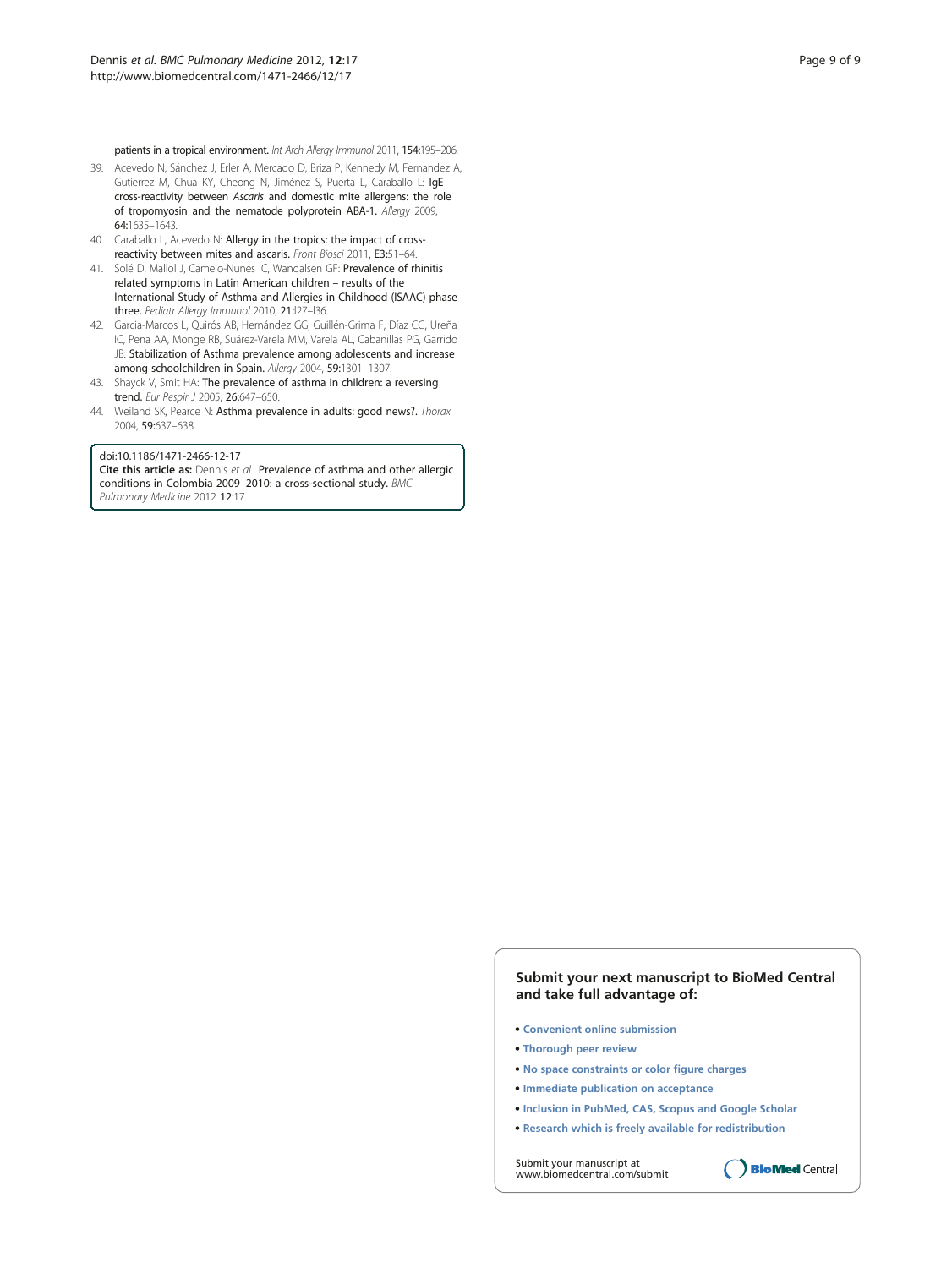patients in a tropical environment. *Int Arch Allergy Immunol* 2011, **154**:195–206.

39. Acevedo N, Sánchez J, Erler A, Mercado D, Briza P, Kennedy M, Fernandez A, Gutierrez M, Chua KY, Cheong N, Jiménez S, Puerta L, Caraballo L: **IgE cross-reactivity between *Ascaris* and domestic mite allergens: the role of tropomyosin and the nematode polyprotein ABA-1.** *Allergy* 2009, **64**:1635–1643.
40. Caraballo L, Acevedo N: **Allergy in the tropics: the impact of cross-reactivity between mites and ascaris.** *Front Biosci* 2011, **E3**:51–64.
41. Solé D, Mallol J, Camelo-Nunes IC, Wandalsen GF: **Prevalence of rhinitis related symptoms in Latin American children – results of the International Study of Asthma and Allergies in Childhood (ISAAC) phase three.** *Pediatr Allergy Immunol* 2010, **21**:l27–l36.
42. Garcia-Marcos L, Quirós AB, Hernández GG, Guillén-Grima F, Díaz CG, Ureña IC, Pena AA, Monge RB, Suárez-Varela MM, Varela AL, Cabanillas PG, Garrido JB: **Stabilization of Asthma prevalence among adolescents and increase among schoolchildren in Spain.** *Allergy* 2004, **59**:1301–1307.
43. Shayck V, Smit HA: **The prevalence of asthma in children: a reversing trend.** *Eur Respir J* 2005, **26**:647–650.
44. Weiland SK, Pearce N: **Asthma prevalence in adults: good news?.** *Thorax* 2004, **59**:637–638.

doi:10.1186/1471-2466-12-17
**Cite this article as:** Dennis *et al.*: Prevalence of asthma and other allergic conditions in Colombia 2009–2010: a cross-sectional study. *BMC Pulmonary Medicine* 2012 **12**:17.

**Submit your next manuscript to BioMed Central and take full advantage of:**

- **Convenient online submission**
- **Thorough peer review**
- **No space constraints or color figure charges**
- **Immediate publication on acceptance**
- **Inclusion in PubMed, CAS, Scopus and Google Scholar**
- **Research which is freely available for redistribution**

Submit your manuscript at
www.biomedcentral.com/submit